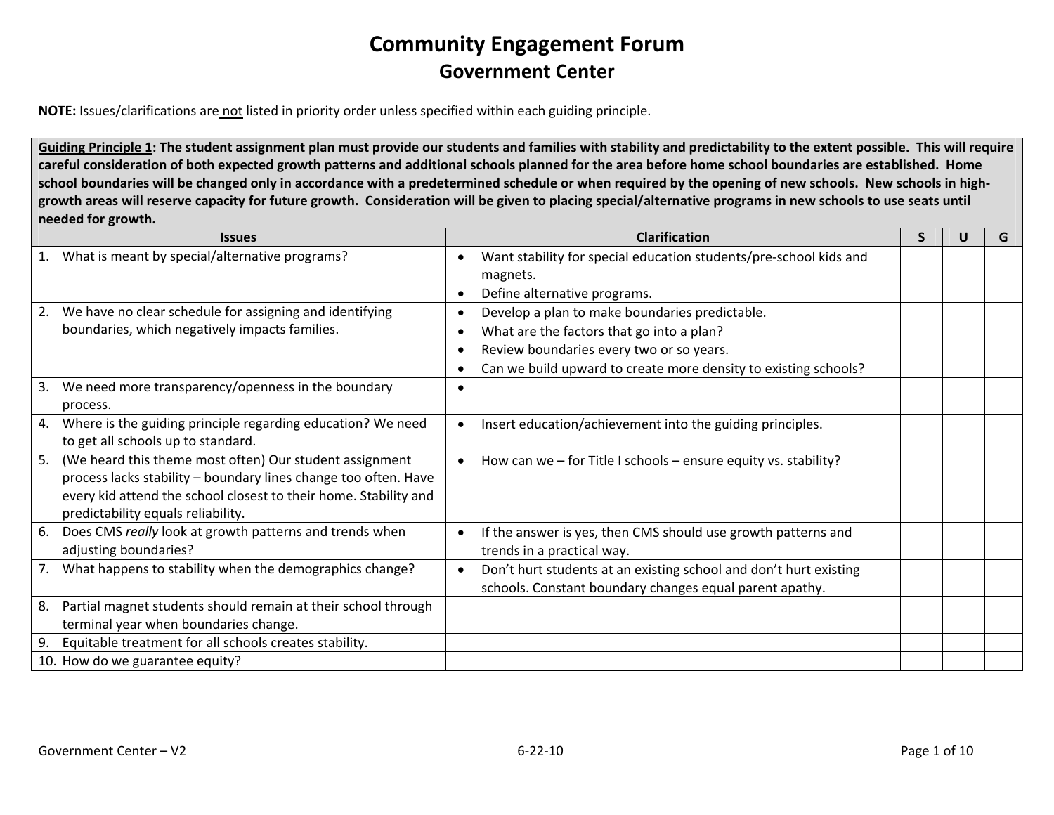# Community Engagement Forum

## Government Center

**NOTE:** Issues/clarifications are not listed in priority order unless specified within each guiding principle.

| **Guiding Principle 1: The student assignment plan must provide our students and families with stability and predictability to the extent possible. This will require careful consideration of both expected growth patterns and additional schools planned for the area before home school boundaries are established. Home school boundaries will be changed only in accordance with a predetermined schedule or when required by the opening of new schools. New schools in high-growth areas will reserve capacity for future growth. Consideration will be given to placing special/alternative programs in new schools to use seats until needed for growth.** | | | | |
|---|---|---|---|---|
| **Issues** | **Clarification** | **S** | **U** | **G** |
| 1. What is meant by special/alternative programs? | • Want stability for special education students/pre-school kids and magnets.<br>• Define alternative programs. | | | |
| 2. We have no clear schedule for assigning and identifying boundaries, which negatively impacts families. | • Develop a plan to make boundaries predictable.<br>• What are the factors that go into a plan?<br>• Review boundaries every two or so years.<br>• Can we build upward to create more density to existing schools? | | | |
| 3. We need more transparency/openness in the boundary process. | • | | | |
| 4. Where is the guiding principle regarding education? We need to get all schools up to standard. | • Insert education/achievement into the guiding principles. | | | |
| 5. (We heard this theme most often) Our student assignment process lacks stability – boundary lines change too often. Have every kid attend the school closest to their home. Stability and predictability equals reliability. | • How can we – for Title I schools – ensure equity vs. stability? | | | |
| 6. Does CMS *really* look at growth patterns and trends when adjusting boundaries? | • If the answer is yes, then CMS should use growth patterns and trends in a practical way. | | | |
| 7. What happens to stability when the demographics change? | • Don't hurt students at an existing school and don't hurt existing schools. Constant boundary changes equal parent apathy. | | | |
| 8. Partial magnet students should remain at their school through terminal year when boundaries change. | | | | |
| 9. Equitable treatment for all schools creates stability. | | | | |
| 10. How do we guarantee equity? | | | | |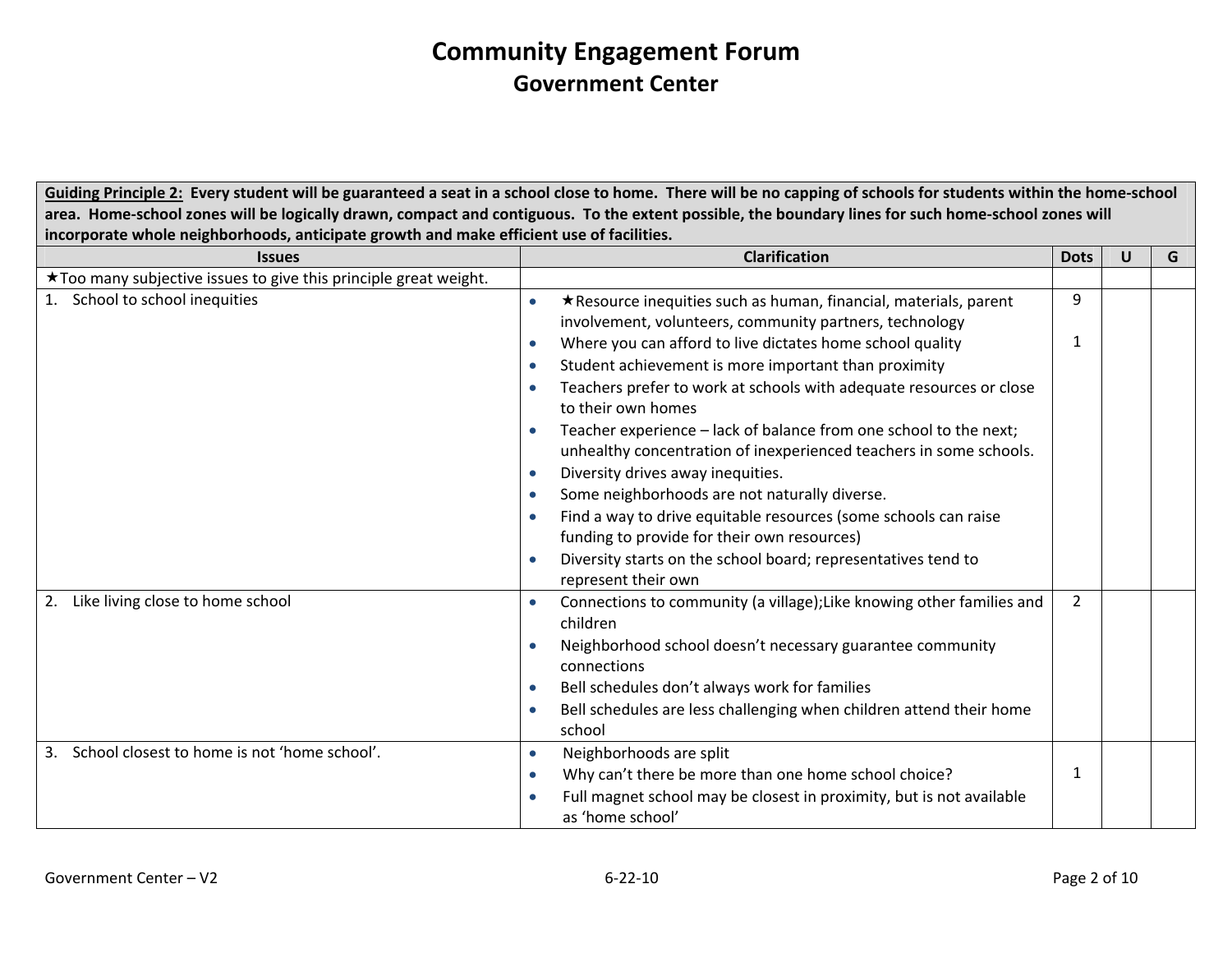# Community Engagement Forum

## Government Center

| **Guiding Principle 2:** Every student will be guaranteed a seat in a school close to home. There will be no capping of schools for students within the home-school area. Home-school zones will be logically drawn, compact and contiguous. To the extent possible, the boundary lines for such home-school zones will incorporate whole neighborhoods, anticipate growth and make efficient use of facilities. | | | | |
|---|---|---|---|---|
| **Issues** | **Clarification** | **Dots** | **U** | **G** |
| ★Too many subjective issues to give this principle great weight. | | | | |
| 1. School to school inequities | • ★Resource inequities such as human, financial, materials, parent involvement, volunteers, community partners, technology<br>• Where you can afford to live dictates home school quality<br>• Student achievement is more important than proximity<br>• Teachers prefer to work at schools with adequate resources or close to their own homes<br>• Teacher experience – lack of balance from one school to the next; unhealthy concentration of inexperienced teachers in some schools.<br>• Diversity drives away inequities.<br>• Some neighborhoods are not naturally diverse.<br>• Find a way to drive equitable resources (some schools can raise funding to provide for their own resources)<br>• Diversity starts on the school board; representatives tend to represent their own | 9<br><br>1 | | |
| 2. Like living close to home school | • Connections to community (a village);Like knowing other families and children<br>• Neighborhood school doesn't necessary guarantee community connections<br>• Bell schedules don't always work for families<br>• Bell schedules are less challenging when children attend their home school | 2 | | |
| 3. School closest to home is not 'home school'. | • Neighborhoods are split<br>• Why can't there be more than one home school choice?<br>• Full magnet school may be closest in proximity, but is not available as 'home school' | <br>1 | | |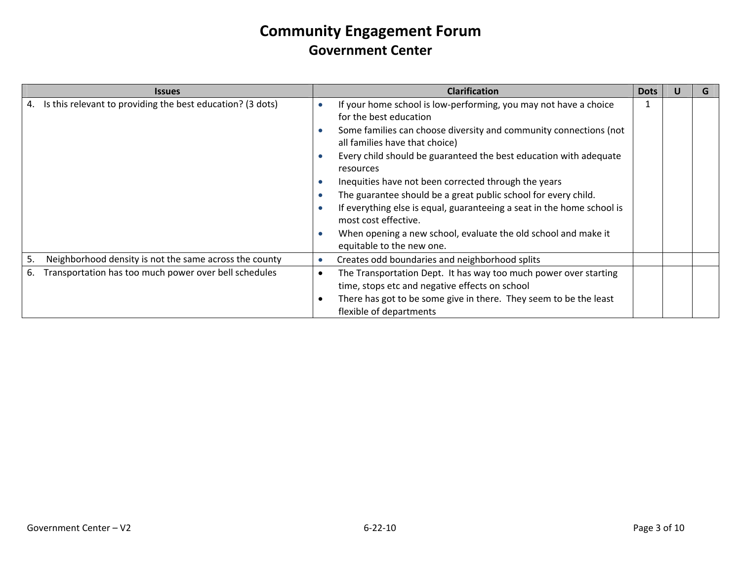# Community Engagement Forum

## Government Center

| Issues | Clarification | Dots | U | G |
|---|---|---|---|---|
| 4. Is this relevant to providing the best education? (3 dots) | • If your home school is low-performing, you may not have a choice for the best education<br>• Some families can choose diversity and community connections (not all families have that choice)<br>• Every child should be guaranteed the best education with adequate resources<br>• Inequities have not been corrected through the years<br>• The guarantee should be a great public school for every child.<br>• If everything else is equal, guaranteeing a seat in the home school is most cost effective.<br>• When opening a new school, evaluate the old school and make it equitable to the new one. | 1 | | |
| 5. Neighborhood density is not the same across the county | • Creates odd boundaries and neighborhood splits | | | |
| 6. Transportation has too much power over bell schedules | • The Transportation Dept. It has way too much power over starting time, stops etc and negative effects on school<br>• There has got to be some give in there. They seem to be the least flexible of departments | | | |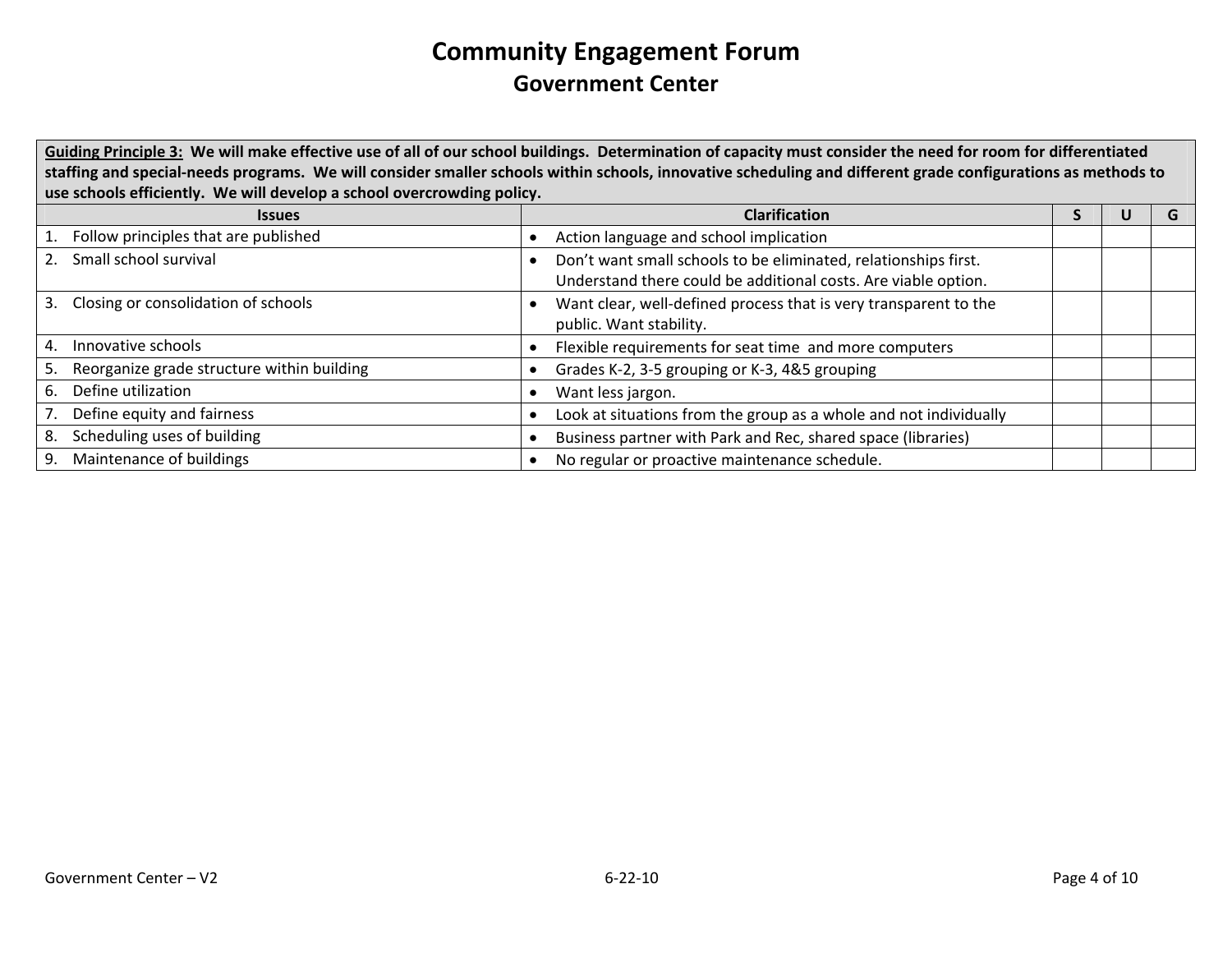# Community Engagement Forum

## Government Center

| **<u>Guiding Principle 3:</u> We will make effective use of all of our school buildings. Determination of capacity must consider the need for room for differentiated staffing and special-needs programs. We will consider smaller schools within schools, innovative scheduling and different grade configurations as methods to use schools efficiently. We will develop a school overcrowding policy.** | | | | |
|---|---|---|---|---|
| **Issues** | **Clarification** | **S** | **U** | **G** |
| 1. Follow principles that are published | • Action language and school implication | | | |
| 2. Small school survival | • Don't want small schools to be eliminated, relationships first. Understand there could be additional costs. Are viable option. | | | |
| 3. Closing or consolidation of schools | • Want clear, well-defined process that is very transparent to the public. Want stability. | | | |
| 4. Innovative schools | • Flexible requirements for seat time and more computers | | | |
| 5. Reorganize grade structure within building | • Grades K-2, 3-5 grouping or K-3, 4&5 grouping | | | |
| 6. Define utilization | • Want less jargon. | | | |
| 7. Define equity and fairness | • Look at situations from the group as a whole and not individually | | | |
| 8. Scheduling uses of building | • Business partner with Park and Rec, shared space (libraries) | | | |
| 9. Maintenance of buildings | • No regular or proactive maintenance schedule. | | | |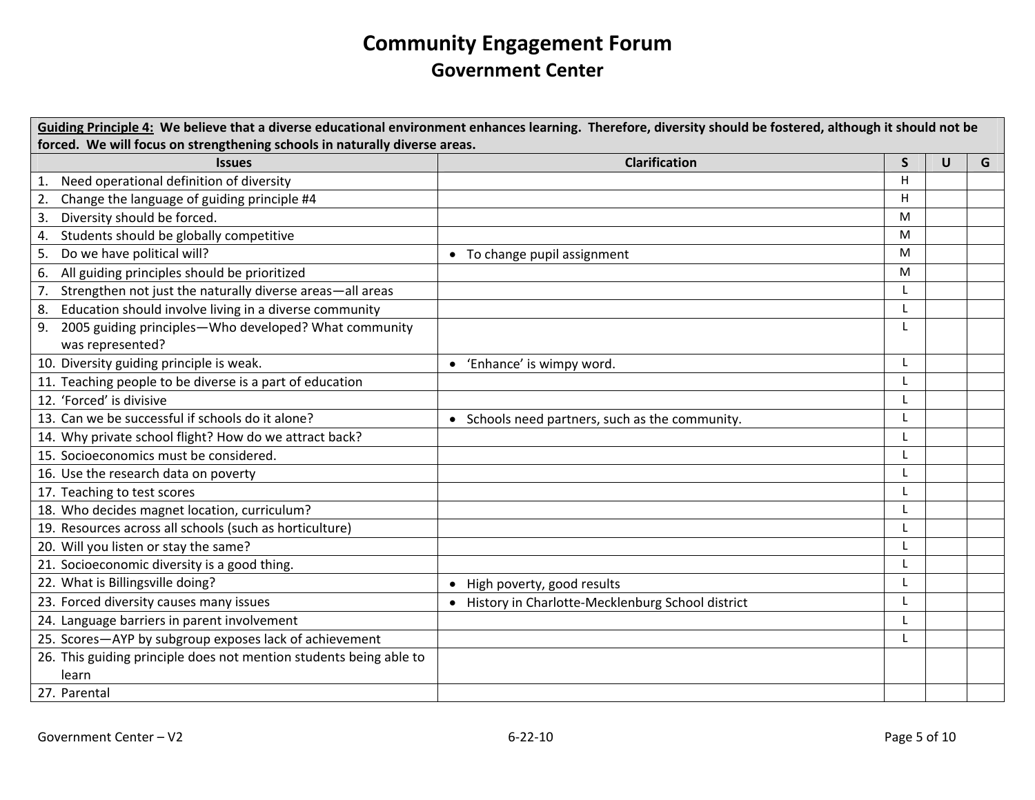# Community Engagement Forum

## Government Center

| Guiding Principle 4: We believe that a diverse educational environment enhances learning. Therefore, diversity should be fostered, although it should not be forced. We will focus on strengthening schools in naturally diverse areas. | | | | |
|---|---|---|---|---|
| **Issues** | **Clarification** | **S** | **U** | **G** |
| 1. Need operational definition of diversity | | H | | |
| 2. Change the language of guiding principle #4 | | H | | |
| 3. Diversity should be forced. | | M | | |
| 4. Students should be globally competitive | | M | | |
| 5. Do we have political will? | • To change pupil assignment | M | | |
| 6. All guiding principles should be prioritized | | M | | |
| 7. Strengthen not just the naturally diverse areas—all areas | | L | | |
| 8. Education should involve living in a diverse community | | L | | |
| 9. 2005 guiding principles—Who developed? What community was represented? | | L | | |
| 10. Diversity guiding principle is weak. | • 'Enhance' is wimpy word. | L | | |
| 11. Teaching people to be diverse is a part of education | | L | | |
| 12. 'Forced' is divisive | | L | | |
| 13. Can we be successful if schools do it alone? | • Schools need partners, such as the community. | L | | |
| 14. Why private school flight? How do we attract back? | | L | | |
| 15. Socioeconomics must be considered. | | L | | |
| 16. Use the research data on poverty | | L | | |
| 17. Teaching to test scores | | L | | |
| 18. Who decides magnet location, curriculum? | | L | | |
| 19. Resources across all schools (such as horticulture) | | L | | |
| 20. Will you listen or stay the same? | | L | | |
| 21. Socioeconomic diversity is a good thing. | | L | | |
| 22. What is Billingsville doing? | • High poverty, good results | L | | |
| 23. Forced diversity causes many issues | • History in Charlotte-Mecklenburg School district | L | | |
| 24. Language barriers in parent involvement | | L | | |
| 25. Scores—AYP by subgroup exposes lack of achievement | | L | | |
| 26. This guiding principle does not mention students being able to learn | | | | |
| 27. Parental | | | | |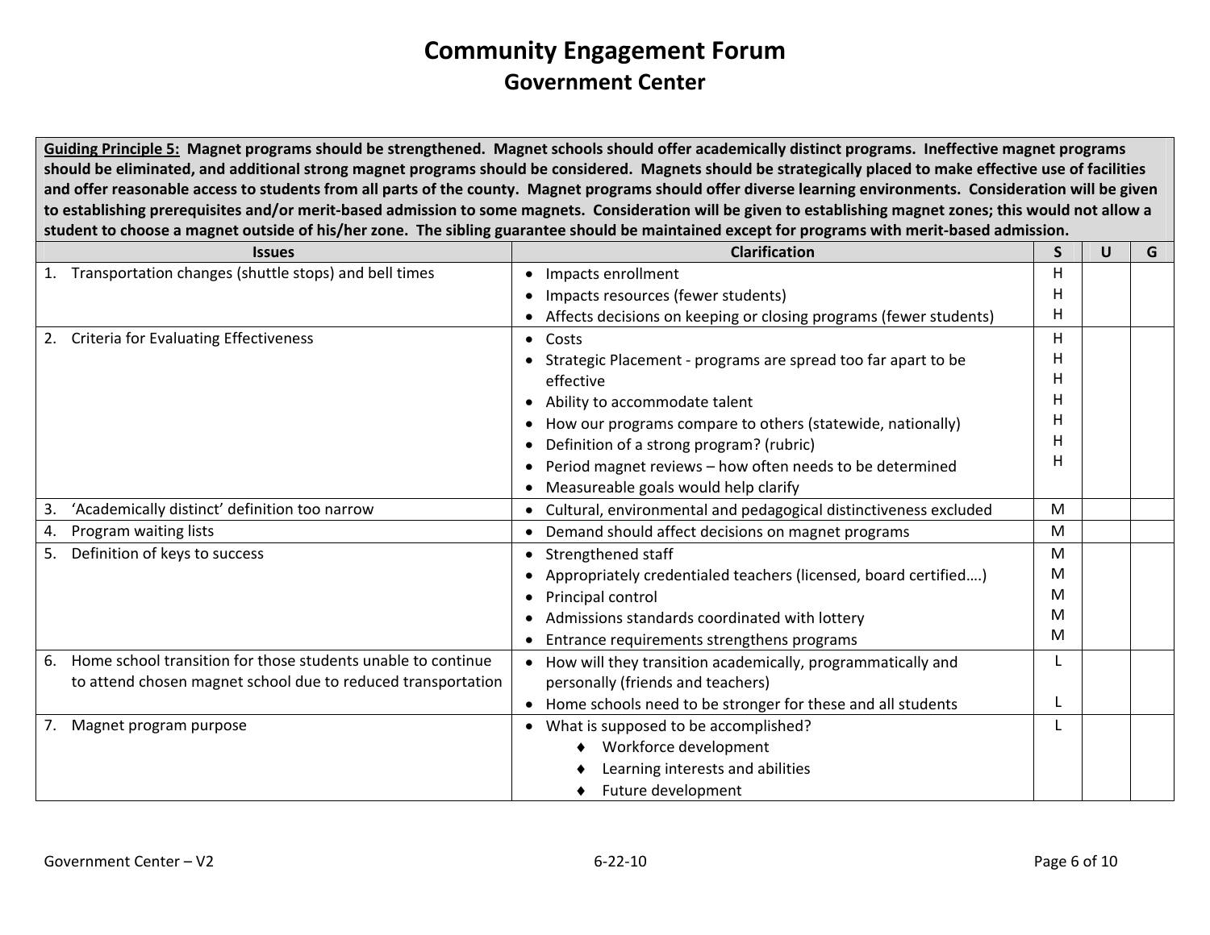# Community Engagement Forum

## Government Center

| **Guiding Principle 5:** Magnet programs should be strengthened. Magnet schools should offer academically distinct programs. Ineffective magnet programs should be eliminated, and additional strong magnet programs should be considered. Magnets should be strategically placed to make effective use of facilities and offer reasonable access to students from all parts of the county. Magnet programs should offer diverse learning environments. Consideration will be given to establishing prerequisites and/or merit-based admission to some magnets. Consideration will be given to establishing magnet zones; this would not allow a student to choose a magnet outside of his/her zone. The sibling guarantee should be maintained except for programs with merit-based admission. | | | | |
|---|---|---|---|---|
| **Issues** | **Clarification** | **S** | **U** | **G** |
| 1. Transportation changes (shuttle stops) and bell times | • Impacts enrollment<br>• Impacts resources (fewer students)<br>• Affects decisions on keeping or closing programs (fewer students) | H<br>H<br>H | | |
| 2. Criteria for Evaluating Effectiveness | • Costs<br>• Strategic Placement - programs are spread too far apart to be effective<br>• Ability to accommodate talent<br>• How our programs compare to others (statewide, nationally)<br>• Definition of a strong program? (rubric)<br>• Period magnet reviews – how often needs to be determined<br>• Measureable goals would help clarify | H<br>H<br>H<br>H<br>H<br>H<br>H | | |
| 3. 'Academically distinct' definition too narrow | • Cultural, environmental and pedagogical distinctiveness excluded | M | | |
| 4. Program waiting lists | • Demand should affect decisions on magnet programs | M | | |
| 5. Definition of keys to success | • Strengthened staff<br>• Appropriately credentialed teachers (licensed, board certified….)<br>• Principal control<br>• Admissions standards coordinated with lottery<br>• Entrance requirements strengthens programs | M<br>M<br>M<br>M<br>M | | |
| 6. Home school transition for those students unable to continue to attend chosen magnet school due to reduced transportation | • How will they transition academically, programmatically and personally (friends and teachers)<br>• Home schools need to be stronger for these and all students | L<br><br>L | | |
| 7. Magnet program purpose | • What is supposed to be accomplished?<br>♦ Workforce development<br>♦ Learning interests and abilities<br>♦ Future development | L | | |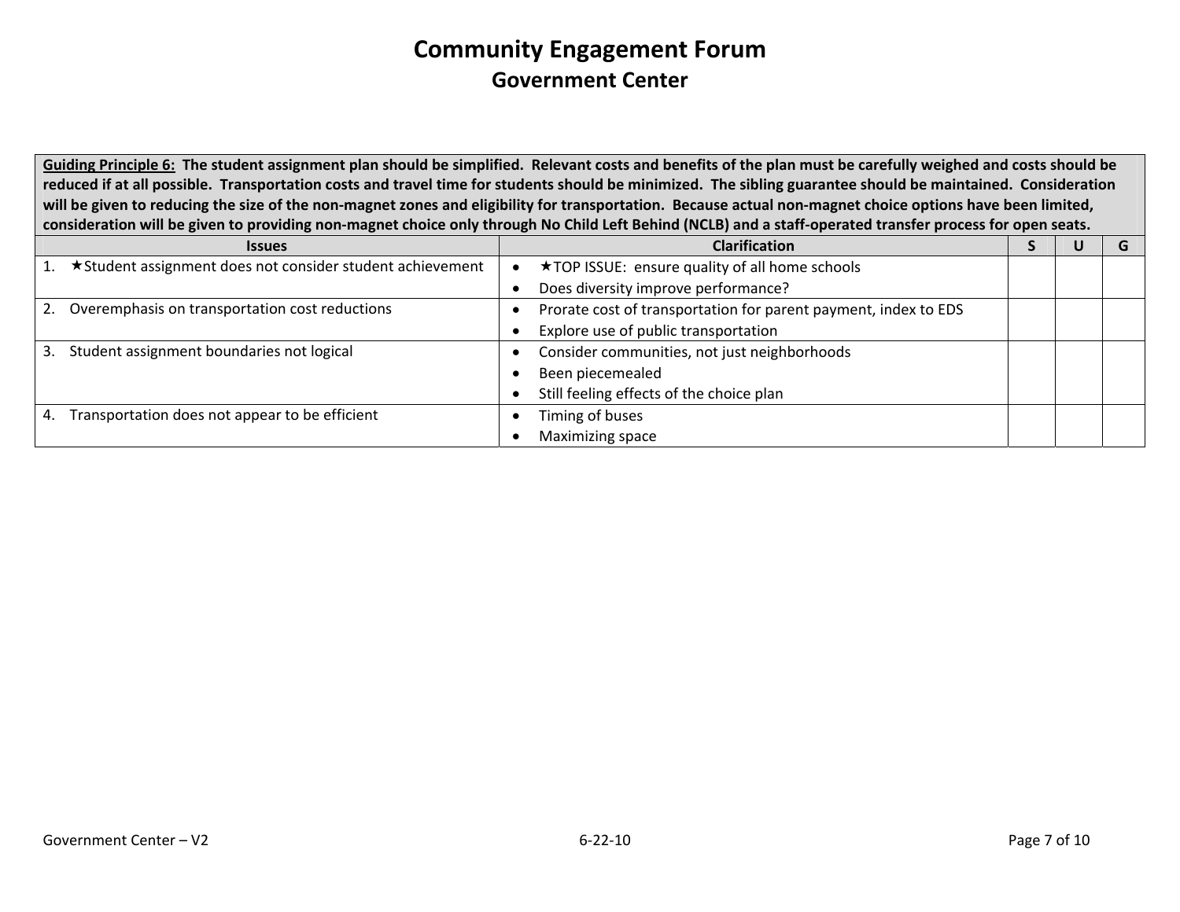# Community Engagement Forum

## Government Center

| **Guiding Principle 6:** **The student assignment plan should be simplified. Relevant costs and benefits of the plan must be carefully weighed and costs should be reduced if at all possible. Transportation costs and travel time for students should be minimized. The sibling guarantee should be maintained. Consideration will be given to reducing the size of the non-magnet zones and eligibility for transportation. Because actual non-magnet choice options have been limited, consideration will be given to providing non-magnet choice only through No Child Left Behind (NCLB) and a staff-operated transfer process for open seats.** | | | | |
|---|---|---|---|---|
| **Issues** | **Clarification** | **S** | **U** | **G** |
| 1. ★Student assignment does not consider student achievement | • ★TOP ISSUE: ensure quality of all home schools<br>• Does diversity improve performance? | | | |
| 2. Overemphasis on transportation cost reductions | • Prorate cost of transportation for parent payment, index to EDS<br>• Explore use of public transportation | | | |
| 3. Student assignment boundaries not logical | • Consider communities, not just neighborhoods<br>• Been piecemealed<br>• Still feeling effects of the choice plan | | | |
| 4. Transportation does not appear to be efficient | • Timing of buses<br>• Maximizing space | | | |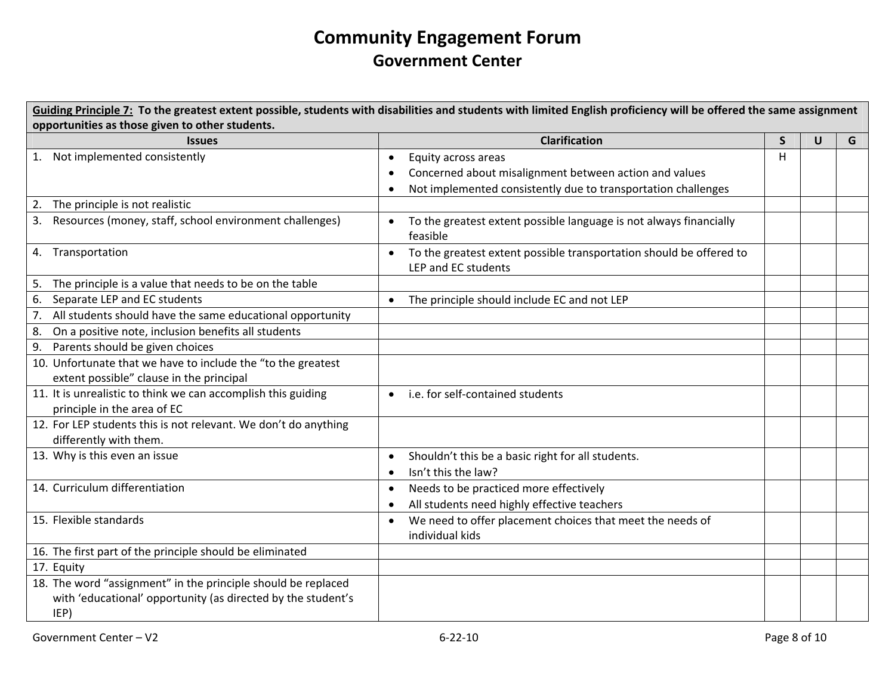# Community Engagement Forum

## Government Center

| **Guiding Principle 7: To the greatest extent possible, students with disabilities and students with limited English proficiency will be offered the same assignment opportunities as those given to other students.** | | | | |
|---|---|---|---|---|
| **Issues** | **Clarification** | **S** | **U** | **G** |
| 1. Not implemented consistently | • Equity across areas<br>• Concerned about misalignment between action and values<br>• Not implemented consistently due to transportation challenges | H | | |
| 2. The principle is not realistic | | | | |
| 3. Resources (money, staff, school environment challenges) | • To the greatest extent possible language is not always financially feasible | | | |
| 4. Transportation | • To the greatest extent possible transportation should be offered to LEP and EC students | | | |
| 5. The principle is a value that needs to be on the table | | | | |
| 6. Separate LEP and EC students | • The principle should include EC and not LEP | | | |
| 7. All students should have the same educational opportunity | | | | |
| 8. On a positive note, inclusion benefits all students | | | | |
| 9. Parents should be given choices | | | | |
| 10. Unfortunate that we have to include the "to the greatest extent possible" clause in the principal | | | | |
| 11. It is unrealistic to think we can accomplish this guiding principle in the area of EC | • i.e. for self-contained students | | | |
| 12. For LEP students this is not relevant. We don't do anything differently with them. | | | | |
| 13. Why is this even an issue | • Shouldn't this be a basic right for all students.<br>• Isn't this the law? | | | |
| 14. Curriculum differentiation | • Needs to be practiced more effectively<br>• All students need highly effective teachers | | | |
| 15. Flexible standards | • We need to offer placement choices that meet the needs of individual kids | | | |
| 16. The first part of the principle should be eliminated | | | | |
| 17. Equity | | | | |
| 18. The word "assignment" in the principle should be replaced with 'educational' opportunity (as directed by the student's IEP) | | | | |

Government Center – V2 6-22-10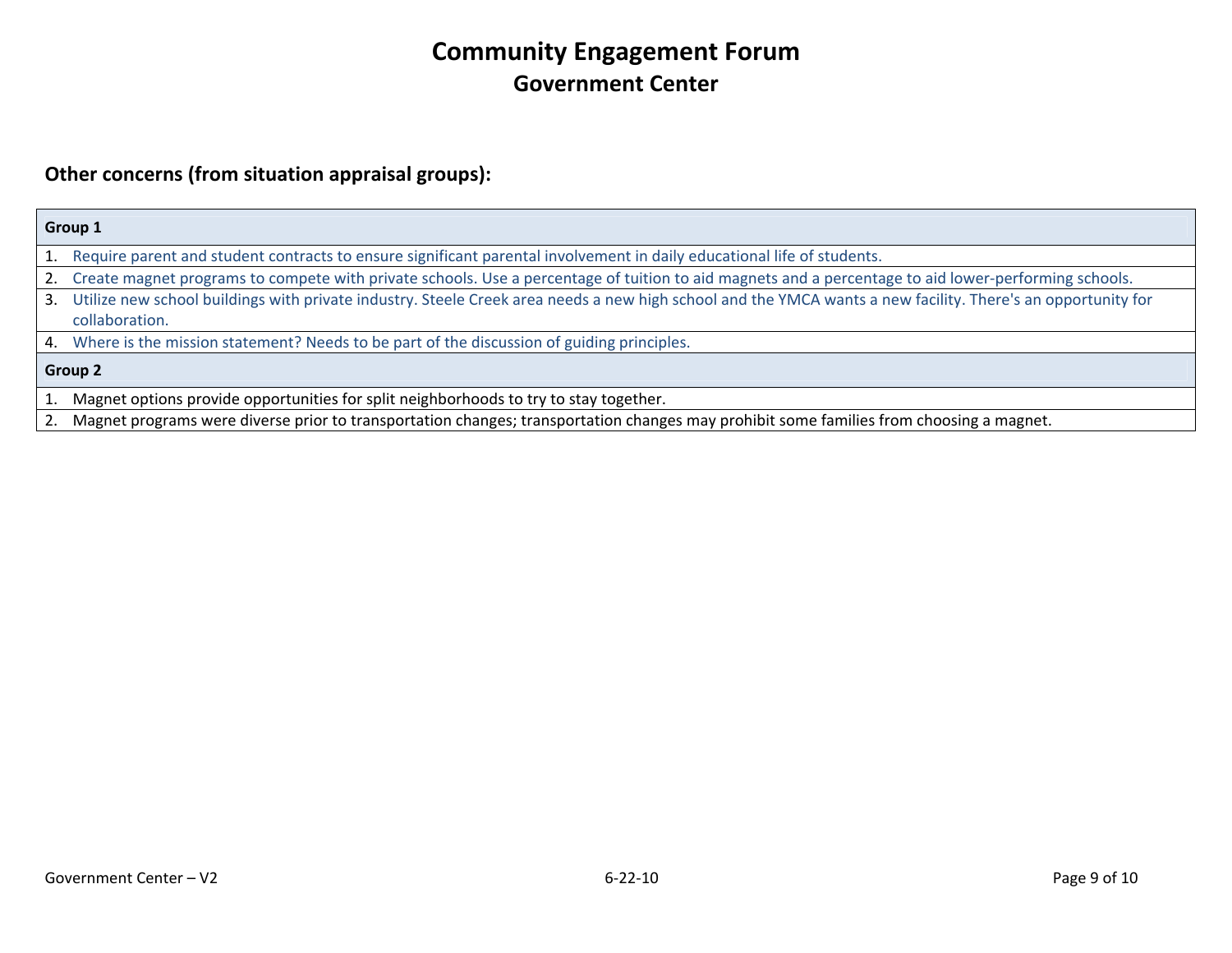# Community Engagement Forum

## Government Center

### Other concerns (from situation appraisal groups):

| Group 1 |
|---|
| 1. Require parent and student contracts to ensure significant parental involvement in daily educational life of students. |
| 2. Create magnet programs to compete with private schools. Use a percentage of tuition to aid magnets and a percentage to aid lower-performing schools. |
| 3. Utilize new school buildings with private industry. Steele Creek area needs a new high school and the YMCA wants a new facility. There's an opportunity for collaboration. |
| 4. Where is the mission statement? Needs to be part of the discussion of guiding principles. |
| **Group 2** |
| 1. Magnet options provide opportunities for split neighborhoods to try to stay together. |
| 2. Magnet programs were diverse prior to transportation changes; transportation changes may prohibit some families from choosing a magnet. |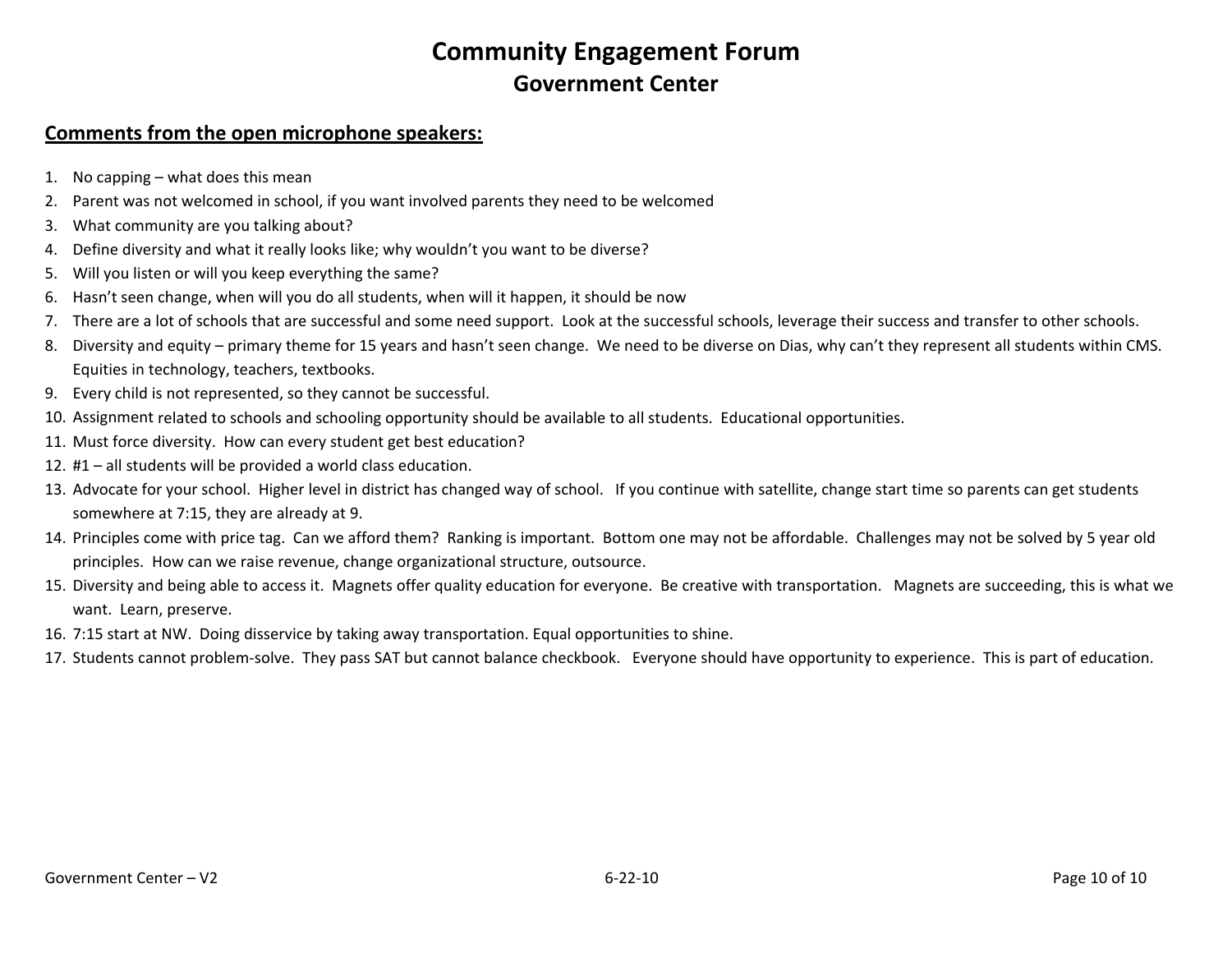# Community Engagement Forum
## Government Center

**Comments from the open microphone speakers:**

1. No capping – what does this mean
2. Parent was not welcomed in school, if you want involved parents they need to be welcomed
3. What community are you talking about?
4. Define diversity and what it really looks like; why wouldn't you want to be diverse?
5. Will you listen or will you keep everything the same?
6. Hasn't seen change, when will you do all students, when will it happen, it should be now
7. There are a lot of schools that are successful and some need support. Look at the successful schools, leverage their success and transfer to other schools.
8. Diversity and equity – primary theme for 15 years and hasn't seen change. We need to be diverse on Dias, why can't they represent all students within CMS. Equities in technology, teachers, textbooks.
9. Every child is not represented, so they cannot be successful.
10. Assignment related to schools and schooling opportunity should be available to all students. Educational opportunities.
11. Must force diversity. How can every student get best education?
12. #1 – all students will be provided a world class education.
13. Advocate for your school. Higher level in district has changed way of school. If you continue with satellite, change start time so parents can get students somewhere at 7:15, they are already at 9.
14. Principles come with price tag. Can we afford them? Ranking is important. Bottom one may not be affordable. Challenges may not be solved by 5 year old principles. How can we raise revenue, change organizational structure, outsource.
15. Diversity and being able to access it. Magnets offer quality education for everyone. Be creative with transportation. Magnets are succeeding, this is what we want. Learn, preserve.
16. 7:15 start at NW. Doing disservice by taking away transportation. Equal opportunities to shine.
17. Students cannot problem-solve. They pass SAT but cannot balance checkbook. Everyone should have opportunity to experience. This is part of education.

Government Center – V2 6-22-10